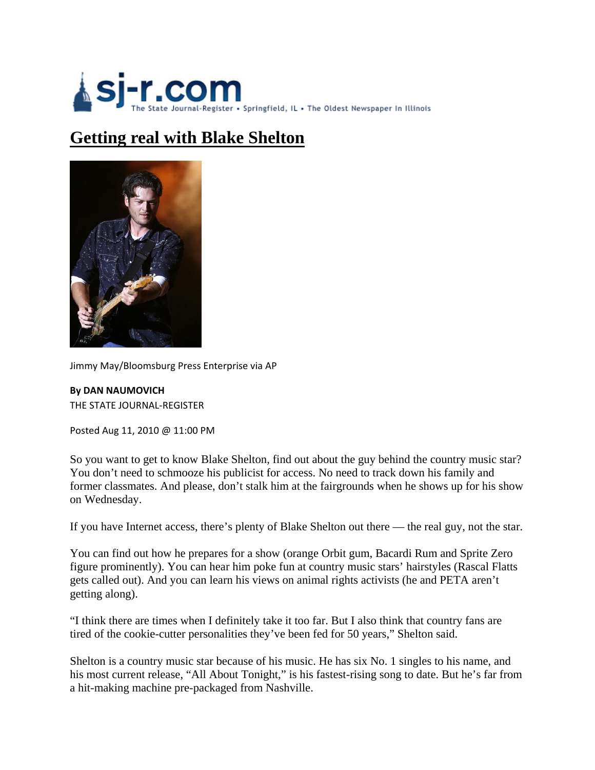sj-r.com The State Journal-Register • Springfield, IL • The Oldest Newspaper In Illinois

# Getting real with Blake Shelton

Jimmy May/Bloomsburg Press Enterprise via AP

**By DAN NAUMOVICH**
THE STATE JOURNAL-REGISTER

Posted Aug 11, 2010 @ 11:00 PM

So you want to get to know Blake Shelton, find out about the guy behind the country music star? You don't need to schmooze his publicist for access. No need to track down his family and former classmates. And please, don't stalk him at the fairgrounds when he shows up for his show on Wednesday.

If you have Internet access, there's plenty of Blake Shelton out there — the real guy, not the star.

You can find out how he prepares for a show (orange Orbit gum, Bacardi Rum and Sprite Zero figure prominently). You can hear him poke fun at country music stars' hairstyles (Rascal Flatts gets called out). And you can learn his views on animal rights activists (he and PETA aren't getting along).

"I think there are times when I definitely take it too far. But I also think that country fans are tired of the cookie-cutter personalities they've been fed for 50 years," Shelton said.

Shelton is a country music star because of his music. He has six No. 1 singles to his name, and his most current release, "All About Tonight," is his fastest-rising song to date. But he's far from a hit-making machine pre-packaged from Nashville.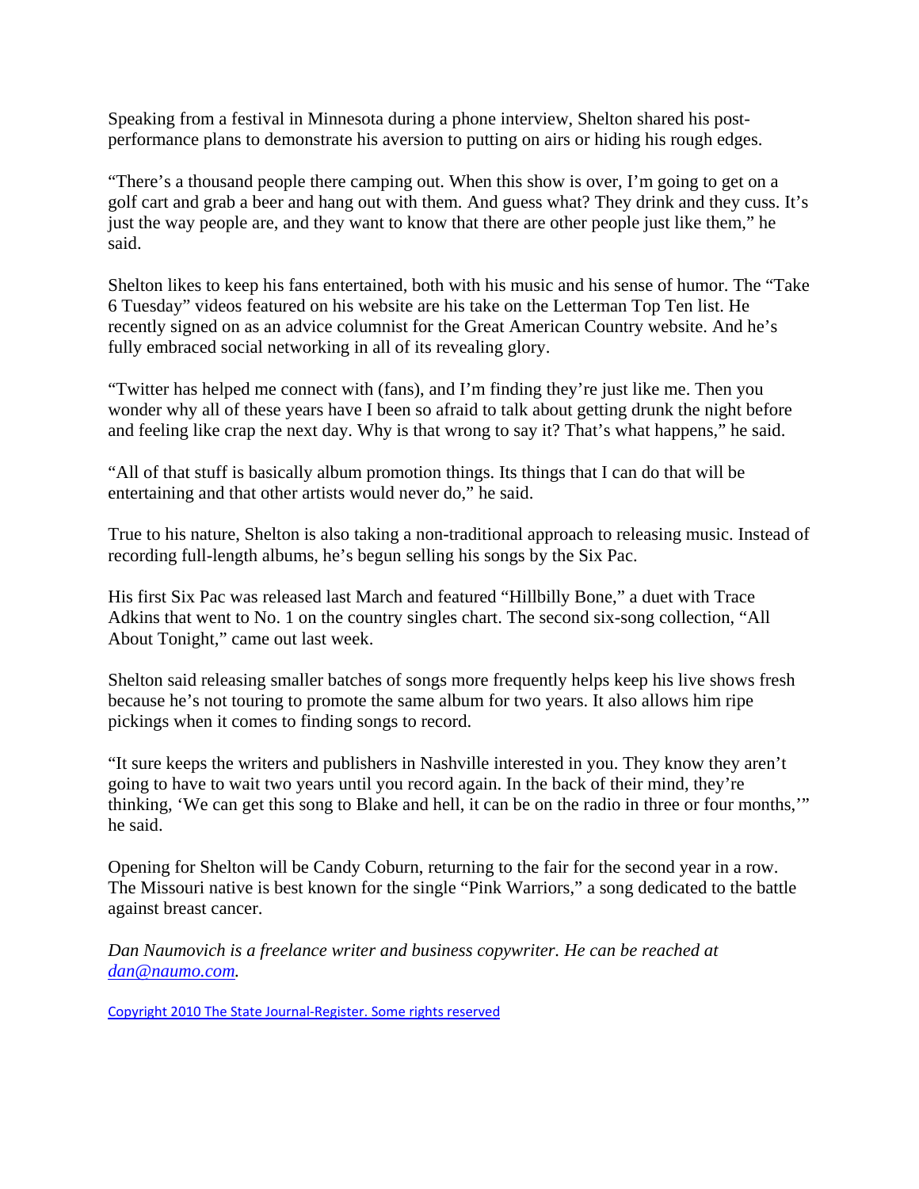Speaking from a festival in Minnesota during a phone interview, Shelton shared his post-performance plans to demonstrate his aversion to putting on airs or hiding his rough edges.

"There's a thousand people there camping out. When this show is over, I'm going to get on a golf cart and grab a beer and hang out with them. And guess what? They drink and they cuss. It's just the way people are, and they want to know that there are other people just like them," he said.

Shelton likes to keep his fans entertained, both with his music and his sense of humor. The "Take 6 Tuesday" videos featured on his website are his take on the Letterman Top Ten list. He recently signed on as an advice columnist for the Great American Country website. And he's fully embraced social networking in all of its revealing glory.

"Twitter has helped me connect with (fans), and I'm finding they're just like me. Then you wonder why all of these years have I been so afraid to talk about getting drunk the night before and feeling like crap the next day. Why is that wrong to say it? That's what happens," he said.

"All of that stuff is basically album promotion things. Its things that I can do that will be entertaining and that other artists would never do," he said.

True to his nature, Shelton is also taking a non-traditional approach to releasing music. Instead of recording full-length albums, he's begun selling his songs by the Six Pac.

His first Six Pac was released last March and featured "Hillbilly Bone," a duet with Trace Adkins that went to No. 1 on the country singles chart. The second six-song collection, "All About Tonight," came out last week.

Shelton said releasing smaller batches of songs more frequently helps keep his live shows fresh because he's not touring to promote the same album for two years. It also allows him ripe pickings when it comes to finding songs to record.

"It sure keeps the writers and publishers in Nashville interested in you. They know they aren't going to have to wait two years until you record again. In the back of their mind, they're thinking, 'We can get this song to Blake and hell, it can be on the radio in three or four months,'" he said.

Opening for Shelton will be Candy Coburn, returning to the fair for the second year in a row. The Missouri native is best known for the single "Pink Warriors," a song dedicated to the battle against breast cancer.

*Dan Naumovich is a freelance writer and business copywriter. He can be reached at [dan@naumo.com](mailto:dan@naumo.com).*

Copyright 2010 The State Journal-Register. Some rights reserved